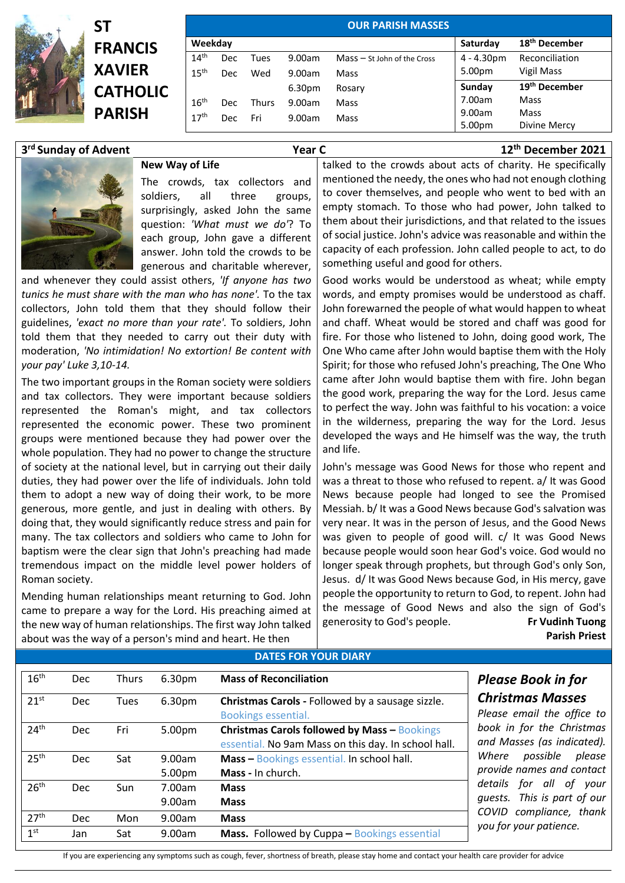# ST FRANCIS XAVIER CATHOLIC PARISH

## OUR PARISH MASSES

| Weekday | | | | | Saturday | 18th December |
|---|---|---|---|---|---|---|
| 14th | Dec | Tues | 9.00am | Mass – St John of the Cross | 4 - 4.30pm | Reconciliation |
| 15th | Dec | Wed | 9.00am | Mass | 5.00pm | Vigil Mass |
| | | | 6.30pm | Rosary | **Sunday** | **19th December** |
| 16th | Dec | Thurs | 9.00am | Mass | 7.00am | Mass |
| 17th | Dec | Fri | 9.00am | Mass | 9.00am | Mass |
| | | | | | 5.00pm | Divine Mercy |

**3rd Sunday of Advent** — **Year C** — **12th December 2021**

### New Way of Life

The crowds, tax collectors and soldiers, all three groups, surprisingly, asked John the same question: *'What must we do'*? To each group, John gave a different answer. John told the crowds to be generous and charitable wherever, and whenever they could assist others, *'If anyone has two tunics he must share with the man who has none'.* To the tax collectors, John told them that they should follow their guidelines, *'exact no more than your rate'.* To soldiers, John told them that they needed to carry out their duty with moderation, *'No intimidation! No extortion! Be content with your pay' Luke 3,10-14.*

The two important groups in the Roman society were soldiers and tax collectors. They were important because soldiers represented the Roman's might, and tax collectors represented the economic power. These two prominent groups were mentioned because they had power over the whole population. They had no power to change the structure of society at the national level, but in carrying out their daily duties, they had power over the life of individuals. John told them to adopt a new way of doing their work, to be more generous, more gentle, and just in dealing with others. By doing that, they would significantly reduce stress and pain for many. The tax collectors and soldiers who came to John for baptism were the clear sign that John's preaching had made tremendous impact on the middle level power holders of Roman society.

Mending human relationships meant returning to God. John came to prepare a way for the Lord. His preaching aimed at the new way of human relationships. The first way John talked about was the way of a person's mind and heart. He then talked to the crowds about acts of charity. He specifically mentioned the needy, the ones who had not enough clothing to cover themselves, and people who went to bed with an empty stomach. To those who had power, John talked to them about their jurisdictions, and that related to the issues of social justice. John's advice was reasonable and within the capacity of each profession. John called people to act, to do something useful and good for others.

Good works would be understood as wheat; while empty words, and empty promises would be understood as chaff. John forewarned the people of what would happen to wheat and chaff. Wheat would be stored and chaff was good for fire. For those who listened to John, doing good work, The One Who came after John would baptise them with the Holy Spirit; for those who refused John's preaching, The One Who came after John would baptise them with fire. John began the good work, preparing the way for the Lord. Jesus came to perfect the way. John was faithful to his vocation: a voice in the wilderness, preparing the way for the Lord. Jesus developed the ways and He himself was the way, the truth and life.

John's message was Good News for those who repent and was a threat to those who refused to repent. a/ It was Good News because people had longed to see the Promised Messiah. b/ It was a Good News because God's salvation was very near. It was in the person of Jesus, and the Good News was given to people of good will. c/ It was Good News because people would soon hear God's voice. God would no longer speak through prophets, but through God's only Son, Jesus. d/ It was Good News because God, in His mercy, gave people the opportunity to return to God, to repent. John had the message of Good News and also the sign of God's generosity to God's people.

**Fr Vudinh Tuong**
**Parish Priest**

## DATES FOR YOUR DIARY

| | | | | |
|---|---|---|---|---|
| 16th | Dec | Thurs | 6.30pm | **Mass of Reconciliation** |
| 21st | Dec | Tues | 6.30pm | **Christmas Carols -** Followed by a sausage sizzle. Bookings essential. |
| 24th | Dec | Fri | 5.00pm | **Christmas Carols followed by Mass –** Bookings essential. No 9am Mass on this day. In school hall. |
| 25th | Dec | Sat | 9.00am | **Mass –** Bookings essential. In school hall. |
| | | | 5.00pm | **Mass -** In church. |
| 26th | Dec | Sun | 7.00am | **Mass** |
| | | | 9.00am | **Mass** |
| 27th | Dec | Mon | 9.00am | **Mass** |
| 1st | Jan | Sat | 9.00am | **Mass.** Followed by Cuppa – Bookings essential |

***Please Book in for Christmas Masses***

*Please email the office to book in for the Christmas and Masses (as indicated). Where possible please provide names and contact details for all of your guests. This is part of our COVID compliance, thank you for your patience.*

If you are experiencing any symptoms such as cough, fever, shortness of breath, please stay home and contact your health care provider for advice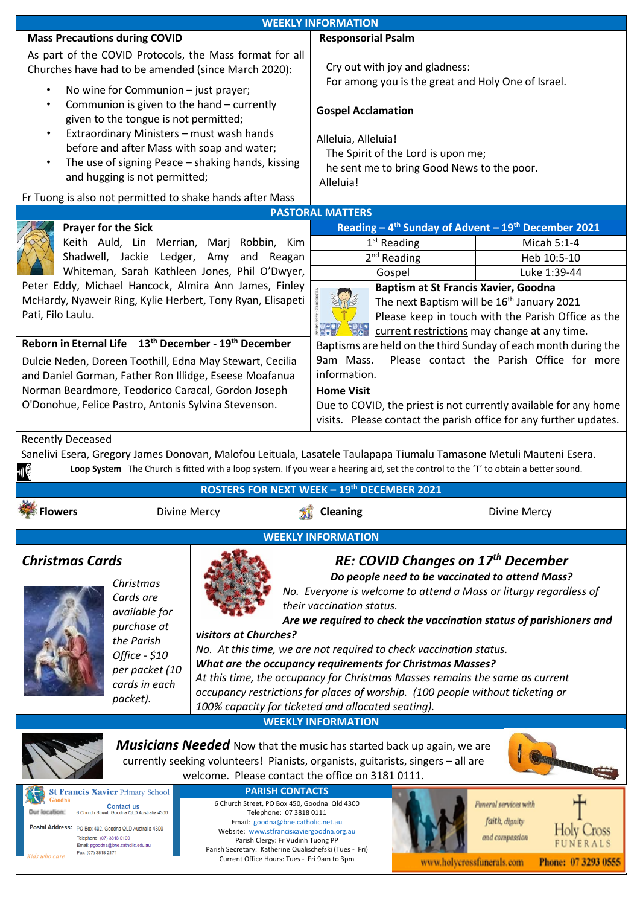## WEEKLY INFORMATION

### Mass Precautions during COVID

As part of the COVID Protocols, the Mass format for all Churches have had to be amended (since March 2020):

- No wine for Communion – just prayer;
- Communion is given to the hand – currently given to the tongue is not permitted;
- Extraordinary Ministers – must wash hands before and after Mass with soap and water;
- The use of signing Peace – shaking hands, kissing and hugging is not permitted;

Fr Tuong is also not permitted to shake hands after Mass

### Responsorial Psalm

Cry out with joy and gladness:
For among you is the great and Holy One of Israel.

### Gospel Acclamation

Alleluia, Alleluia!
The Spirit of the Lord is upon me;
he sent me to bring Good News to the poor.
Alleluia!

## PASTORAL MATTERS

### Prayer for the Sick

Keith Auld, Lin Merrian, Marj Robbin, Kim Shadwell, Jackie Ledger, Amy and Reagan Whiteman, Sarah Kathleen Jones, Phil O'Dwyer, Peter Eddy, Michael Hancock, Almira Ann James, Finley McHardy, Nyaweir Ring, Kylie Herbert, Tony Ryan, Elisapeti Pati, Filo Laulu.

### Reborn in Eternal Life 13th December - 19th December

Dulcie Neden, Doreen Toothill, Edna May Stewart, Cecilia and Daniel Gorman, Father Ron Illidge, Eseese Moafanua Norman Beardmore, Teodorico Caracal, Gordon Joseph O'Donohue, Felice Pastro, Antonis Sylvina Stevenson.

| Reading – 4th Sunday of Advent – 19th December 2021 | |
|---|---|
| 1st Reading | Micah 5:1-4 |
| 2nd Reading | Heb 10:5-10 |
| Gospel | Luke 1:39-44 |

### Baptism at St Francis Xavier, Goodna

The next Baptism will be 16th January 2021
Please keep in touch with the Parish Office as the current restrictions may change at any time.

Baptisms are held on the third Sunday of each month during the 9am Mass. Please contact the Parish Office for more information.

### Home Visit

Due to COVID, the priest is not currently available for any home visits. Please contact the parish office for any further updates.

Recently Deceased

Sanelivi Esera, Gregory James Donovan, Malofou Leituala, Lasatele Taulapapa Tiumalu Tamasone Metuli Mauteni Esera.

**Loop System** The Church is fitted with a loop system. If you wear a hearing aid, set the control to the 'T' to obtain a better sound.

## ROSTERS FOR NEXT WEEK – 19th DECEMBER 2021

| | | | |
|---|---|---|---|
| **Flowers** | Divine Mercy | **Cleaning** | Divine Mercy |

## WEEKLY INFORMATION

### *Christmas Cards*

*Christmas Cards are available for purchase at the Parish Office - $10 per packet (10 cards in each packet).*

### *RE: COVID Changes on 17th December*

***Do people need to be vaccinated to attend Mass?***

*No. Everyone is welcome to attend a Mass or liturgy regardless of their vaccination status.*

***Are we required to check the vaccination status of parishioners and visitors at Churches?***

*No. At this time, we are not required to check vaccination status.*

***What are the occupancy requirements for Christmas Masses?***

*At this time, the occupancy for Christmas Masses remains the same as current occupancy restrictions for places of worship. (100 people without ticketing or 100% capacity for ticketed and allocated seating).*

## WEEKLY INFORMATION

***Musicians Needed*** Now that the music has started back up again, we are currently seeking volunteers! Pianists, organists, guitarists, singers – all are welcome. Please contact the office on 3181 0111.

**St Francis Xavier Primary School Goodna**
Contact us
Our location: 6 Church Street, Goodna QLD Australia 4300
Postal Address: PO Box 402, Goodna QLD Australia 4300
Telephone: (07) 3818 0100
Email: pgoodna@bne.catholic.edu.au
Fax: (07) 3818 2171
Kids who care

### PARISH CONTACTS

6 Church Street, PO Box 450, Goodna Qld 4300
Telephone: 07 3818 0111
Email: goodna@bne.catholic.net.au
Website: www.stfrancisxaviergoodna.org.au
Parish Clergy: Fr Vudinh Tuong PP
Parish Secretary: Katherine Qualischefski (Tues - Fri)
Current Office Hours: Tues - Fri 9am to 3pm

Funeral services with faith, dignity and compassion
Holy Cross FUNERALS
www.holycrossfunerals.com Phone: 07 3293 0555